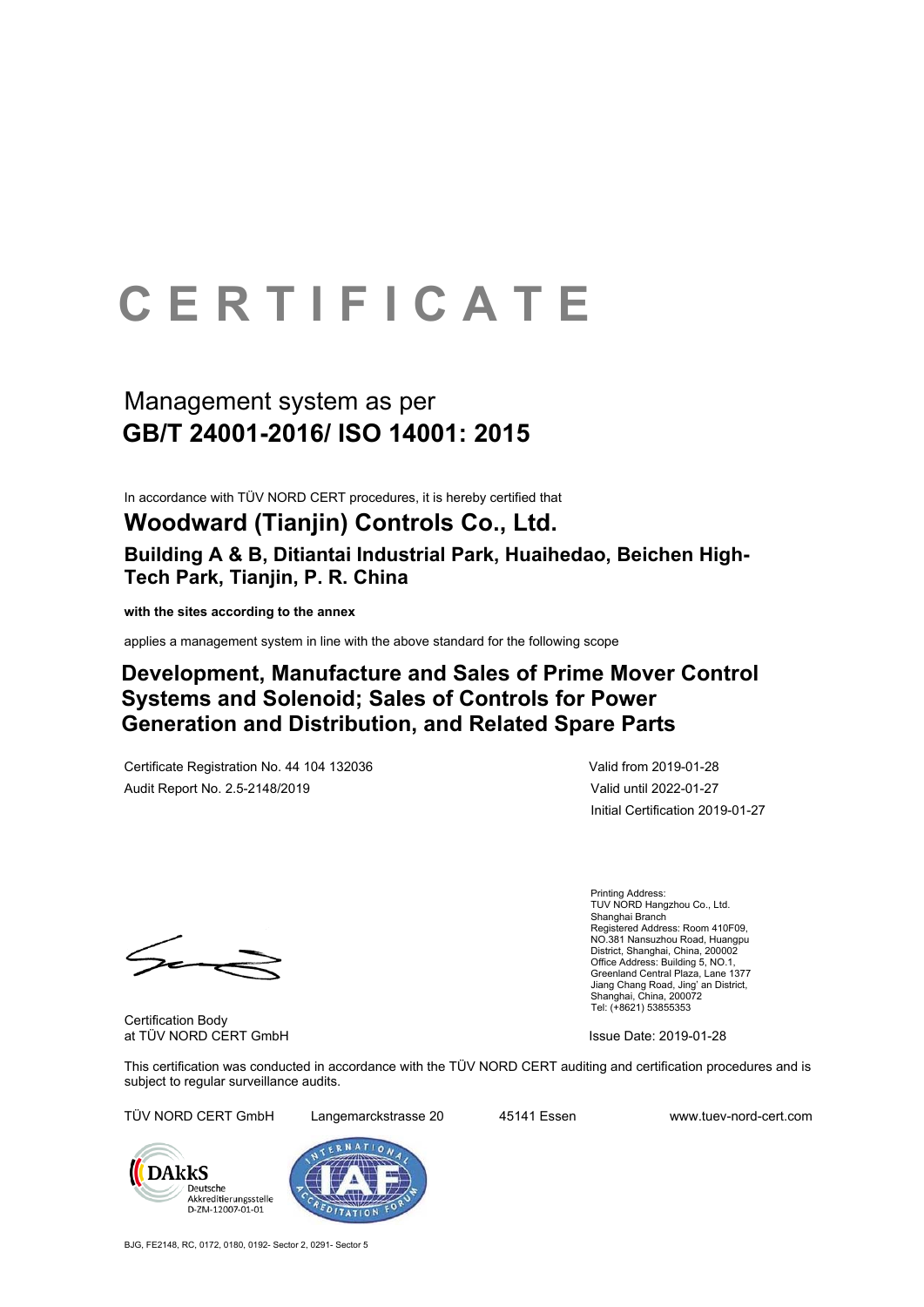# C E R T I F I C A T E

## Management system as per
## GB/T 24001-2016/ ISO 14001: 2015

In accordance with TÜV NORD CERT procedures, it is hereby certified that

## Woodward (Tianjin) Controls Co., Ltd.

### Building A & B, Ditiantai Industrial Park, Huaihedao, Beichen High-Tech Park, Tianjin, P. R. China

**with the sites according to the annex**

applies a management system in line with the above standard for the following scope

## Development, Manufacture and Sales of Prime Mover Control Systems and Solenoid; Sales of Controls for Power Generation and Distribution, and Related Spare Parts

Certificate Registration No. 44 104 132036
Audit Report No. 2.5-2148/2019

Valid from 2019-01-28
Valid until 2022-01-27
Initial Certification 2019-01-27

Printing Address:
TUV NORD Hangzhou Co., Ltd.
Shanghai Branch
Registered Address: Room 410F09, NO.381 Nansuzhou Road, Huangpu District, Shanghai, China, 200002
Office Address: Building 5, NO.1, Greenland Central Plaza, Lane 1377 Jiang Chang Road, Jing' an District, Shanghai, China, 200072
Tel: (+8621) 53855353

Certification Body
at TÜV NORD CERT GmbH

Issue Date: 2019-01-28

This certification was conducted in accordance with the TÜV NORD CERT auditing and certification procedures and is subject to regular surveillance audits.

TÜV NORD CERT GmbH    Langemarckstrasse 20    45141 Essen    www.tuev-nord-cert.com

DAkkS Deutsche Akkreditierungsstelle D-ZM-12007-01-01

BJG, FE2148, RC, 0172, 0180, 0192- Sector 2, 0291- Sector 5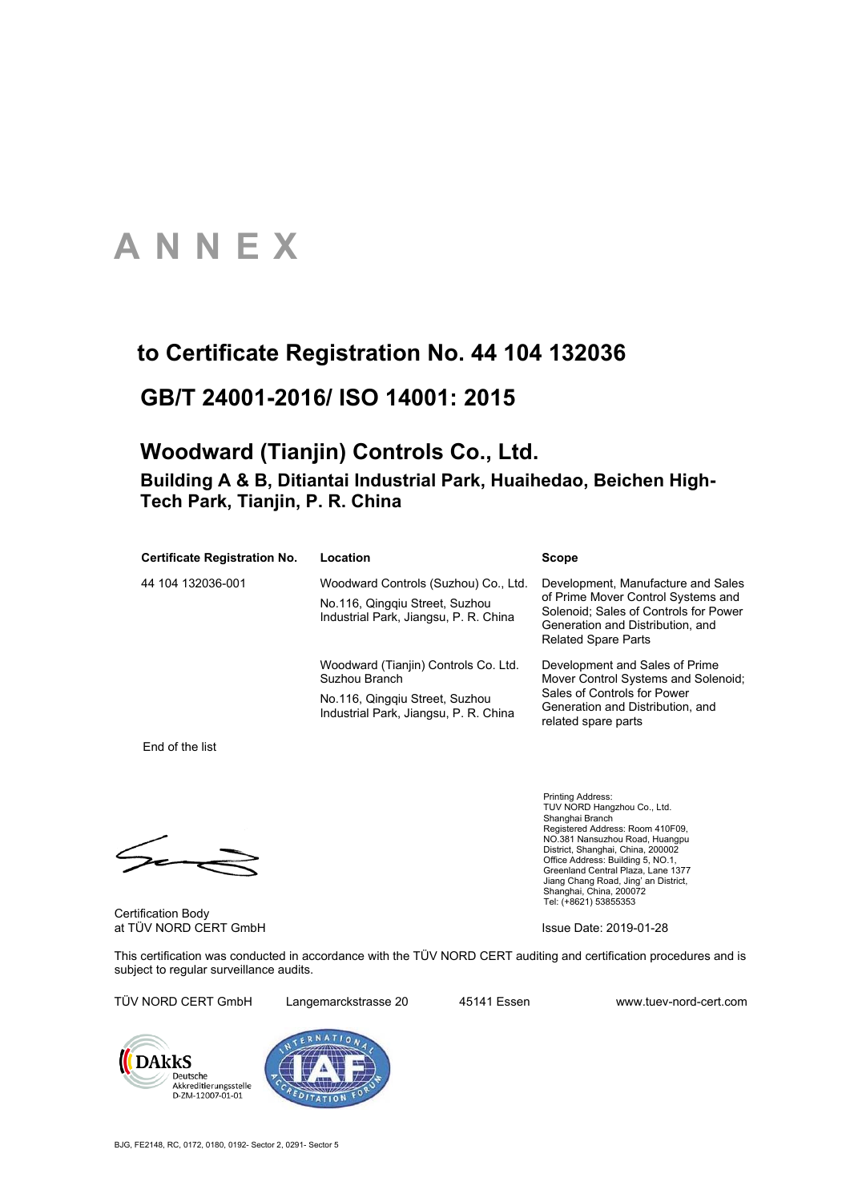# A N N E X

## to Certificate Registration No. 44 104 132036

## GB/T 24001-2016/ ISO 14001: 2015

## Woodward (Tianjin) Controls Co., Ltd.

### Building A & B, Ditiantai Industrial Park, Huaihedao, Beichen High-Tech Park, Tianjin, P. R. China

| Certificate Registration No. | Location | Scope |
|---|---|---|
| 44 104 132036-001 | Woodward Controls (Suzhou) Co., Ltd.<br>No.116, Qingqiu Street, Suzhou Industrial Park, Jiangsu, P. R. China | Development, Manufacture and Sales of Prime Mover Control Systems and Solenoid; Sales of Controls for Power Generation and Distribution, and Related Spare Parts |
| | Woodward (Tianjin) Controls Co. Ltd. Suzhou Branch<br>No.116, Qingqiu Street, Suzhou Industrial Park, Jiangsu, P. R. China | Development and Sales of Prime Mover Control Systems and Solenoid; Sales of Controls for Power Generation and Distribution, and related spare parts |

End of the list

Printing Address:
TUV NORD Hangzhou Co., Ltd.
Shanghai Branch
Registered Address: Room 410F09, NO.381 Nansuzhou Road, Huangpu District, Shanghai, China, 200002
Office Address: Building 5, NO.1, Greenland Central Plaza, Lane 1377 Jiang Chang Road, Jing' an District, Shanghai, China, 200072
Tel: (+8621) 53855353

Certification Body
at TÜV NORD CERT GmbH

Issue Date: 2019-01-28

This certification was conducted in accordance with the TÜV NORD CERT auditing and certification procedures and is subject to regular surveillance audits.

TÜV NORD CERT GmbH   Langemarckstrasse 20   45141 Essen   www.tuev-nord-cert.com

DAkkS Deutsche Akkreditierungsstelle D-ZM-12007-01-01

BJG, FE2148, RC, 0172, 0180, 0192- Sector 2, 0291- Sector 5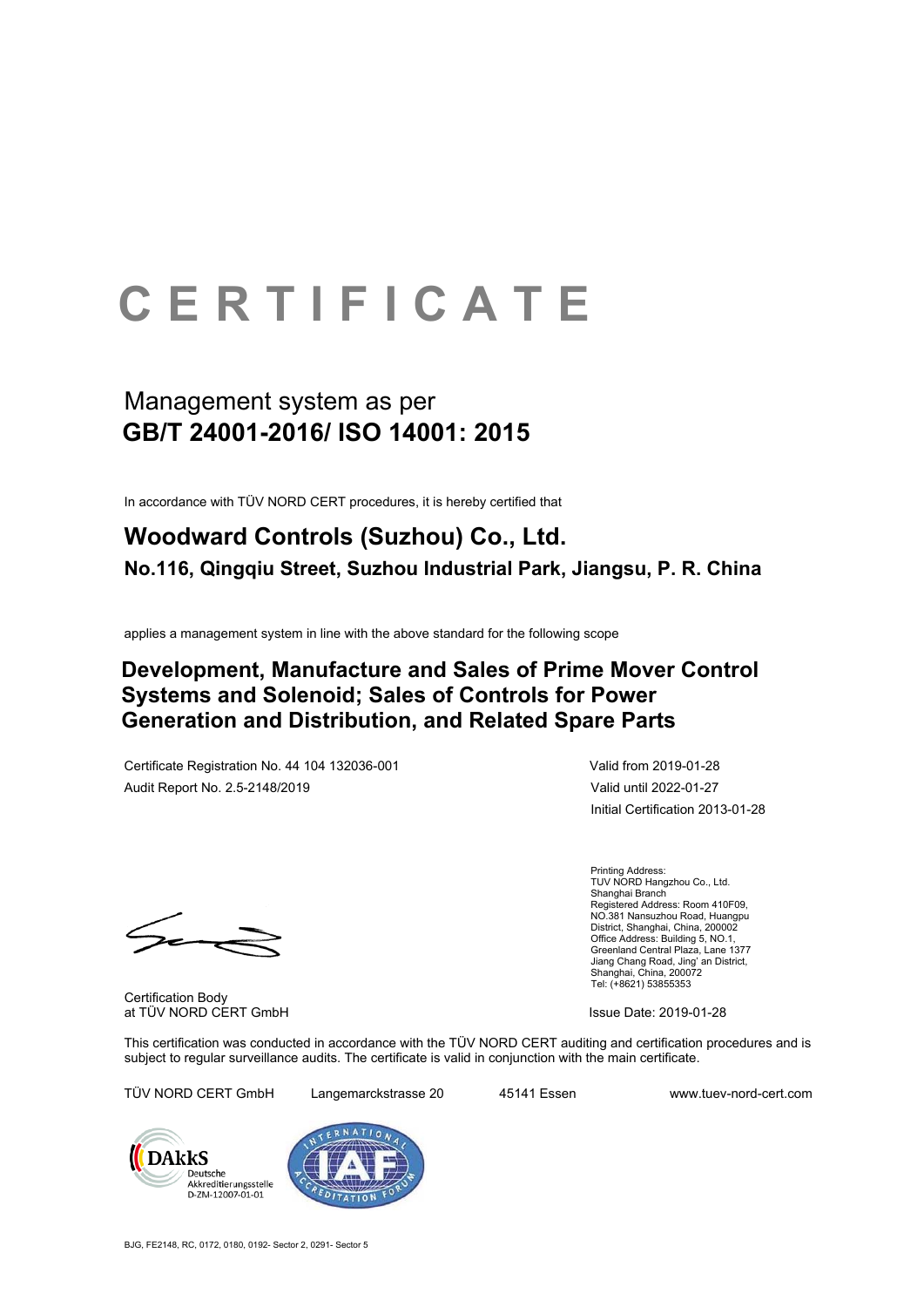# CERTIFICATE

## Management system as per
## GB/T 24001-2016/ ISO 14001: 2015

In accordance with TÜV NORD CERT procedures, it is hereby certified that

## Woodward Controls (Suzhou) Co., Ltd.

**No.116, Qingqiu Street, Suzhou Industrial Park, Jiangsu, P. R. China**

applies a management system in line with the above standard for the following scope

## Development, Manufacture and Sales of Prime Mover Control Systems and Solenoid; Sales of Controls for Power Generation and Distribution, and Related Spare Parts

Certificate Registration No. 44 104 132036-001
Audit Report No. 2.5-2148/2019

Valid from 2019-01-28
Valid until 2022-01-27
Initial Certification 2013-01-28

Printing Address:
TUV NORD Hangzhou Co., Ltd.
Shanghai Branch
Registered Address: Room 410F09, NO.381 Nansuzhou Road, Huangpu District, Shanghai, China, 200002
Office Address: Building 5, NO.1, Greenland Central Plaza, Lane 1377 Jiang Chang Road, Jing' an District, Shanghai, China, 200072
Tel: (+8621) 53855353

Certification Body
at TÜV NORD CERT GmbH

Issue Date: 2019-01-28

This certification was conducted in accordance with the TÜV NORD CERT auditing and certification procedures and is subject to regular surveillance audits. The certificate is valid in conjunction with the main certificate.

TÜV NORD CERT GmbH Langemarckstrasse 20 45141 Essen www.tuev-nord-cert.com

DAkkS Deutsche Akkreditierungsstelle D-ZM-12007-01-01

BJG, FE2148, RC, 0172, 0180, 0192- Sector 2, 0291- Sector 5